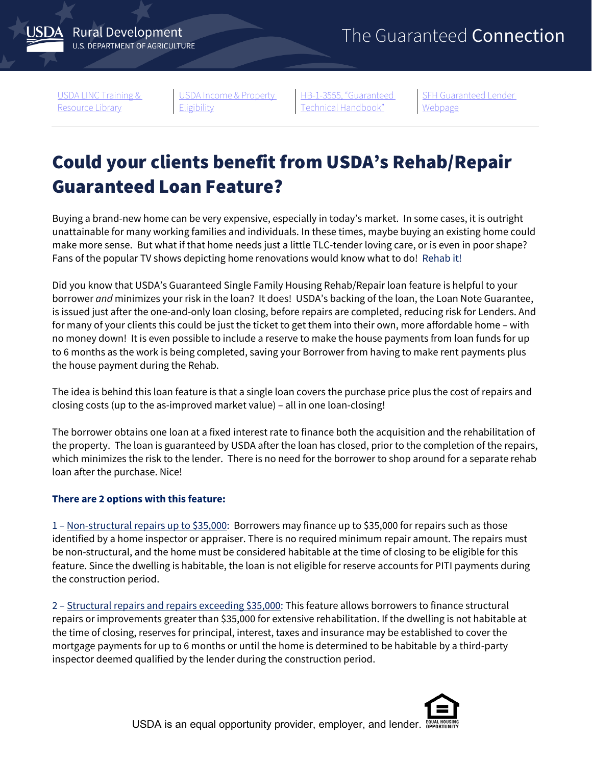USDA Rural Development
U.S. DEPARTMENT OF AGRICULTURE

The Guaranteed Connection

USDA LINC Training & Resource Library | USDA Income & Property Eligibility | HB-1-3555, "Guaranteed Technical Handbook" | SFH Guaranteed Lender Webpage

# Could your clients benefit from USDA's Rehab/Repair Guaranteed Loan Feature?

Buying a brand-new home can be very expensive, especially in today's market. In some cases, it is outright unattainable for many working families and individuals. In these times, maybe buying an existing home could make more sense. But what if that home needs just a little TLC-tender loving care, or is even in poor shape? Fans of the popular TV shows depicting home renovations would know what to do! Rehab it!

Did you know that USDA's Guaranteed Single Family Housing Rehab/Repair loan feature is helpful to your borrower *and* minimizes your risk in the loan? It does! USDA's backing of the loan, the Loan Note Guarantee, is issued just after the one-and-only loan closing, before repairs are completed, reducing risk for Lenders. And for many of your clients this could be just the ticket to get them into their own, more affordable home – with no money down! It is even possible to include a reserve to make the house payments from loan funds for up to 6 months as the work is being completed, saving your Borrower from having to make rent payments plus the house payment during the Rehab.

The idea is behind this loan feature is that a single loan covers the purchase price plus the cost of repairs and closing costs (up to the as-improved market value) – all in one loan-closing!

The borrower obtains one loan at a fixed interest rate to finance both the acquisition and the rehabilitation of the property. The loan is guaranteed by USDA after the loan has closed, prior to the completion of the repairs, which minimizes the risk to the lender. There is no need for the borrower to shop around for a separate rehab loan after the purchase. Nice!

### There are 2 options with this feature:

1 – Non-structural repairs up to $35,000: Borrowers may finance up to $35,000 for repairs such as those identified by a home inspector or appraiser. There is no required minimum repair amount. The repairs must be non-structural, and the home must be considered habitable at the time of closing to be eligible for this feature. Since the dwelling is habitable, the loan is not eligible for reserve accounts for PITI payments during the construction period.

2 – Structural repairs and repairs exceeding $35,000: This feature allows borrowers to finance structural repairs or improvements greater than $35,000 for extensive rehabilitation. If the dwelling is not habitable at the time of closing, reserves for principal, interest, taxes and insurance may be established to cover the mortgage payments for up to 6 months or until the home is determined to be habitable by a third-party inspector deemed qualified by the lender during the construction period.

USDA is an equal opportunity provider, employer, and lender.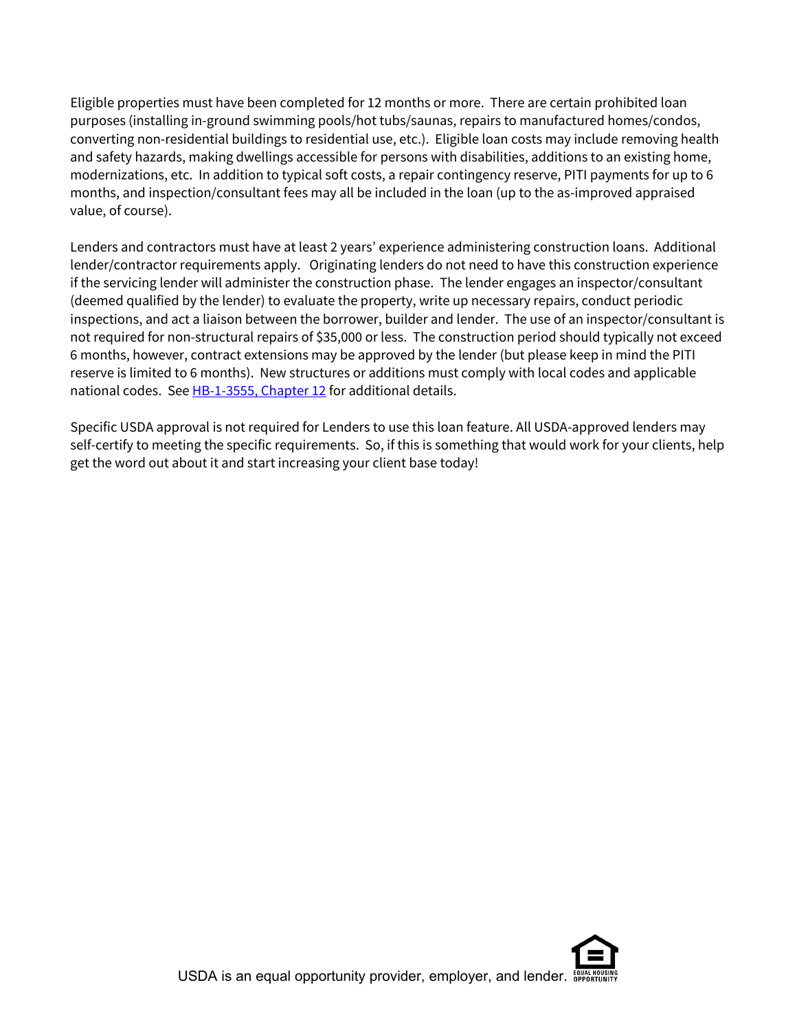Eligible properties must have been completed for 12 months or more. There are certain prohibited loan purposes (installing in-ground swimming pools/hot tubs/saunas, repairs to manufactured homes/condos, converting non-residential buildings to residential use, etc.). Eligible loan costs may include removing health and safety hazards, making dwellings accessible for persons with disabilities, additions to an existing home, modernizations, etc. In addition to typical soft costs, a repair contingency reserve, PITI payments for up to 6 months, and inspection/consultant fees may all be included in the loan (up to the as-improved appraised value, of course).

Lenders and contractors must have at least 2 years' experience administering construction loans. Additional lender/contractor requirements apply. Originating lenders do not need to have this construction experience if the servicing lender will administer the construction phase. The lender engages an inspector/consultant (deemed qualified by the lender) to evaluate the property, write up necessary repairs, conduct periodic inspections, and act a liaison between the borrower, builder and lender. The use of an inspector/consultant is not required for non-structural repairs of $35,000 or less. The construction period should typically not exceed 6 months, however, contract extensions may be approved by the lender (but please keep in mind the PITI reserve is limited to 6 months). New structures or additions must comply with local codes and applicable national codes. See [HB-1-3555, Chapter 12](#) for additional details.

Specific USDA approval is not required for Lenders to use this loan feature. All USDA-approved lenders may self-certify to meeting the specific requirements. So, if this is something that would work for your clients, help get the word out about it and start increasing your client base today!

USDA is an equal opportunity provider, employer, and lender.